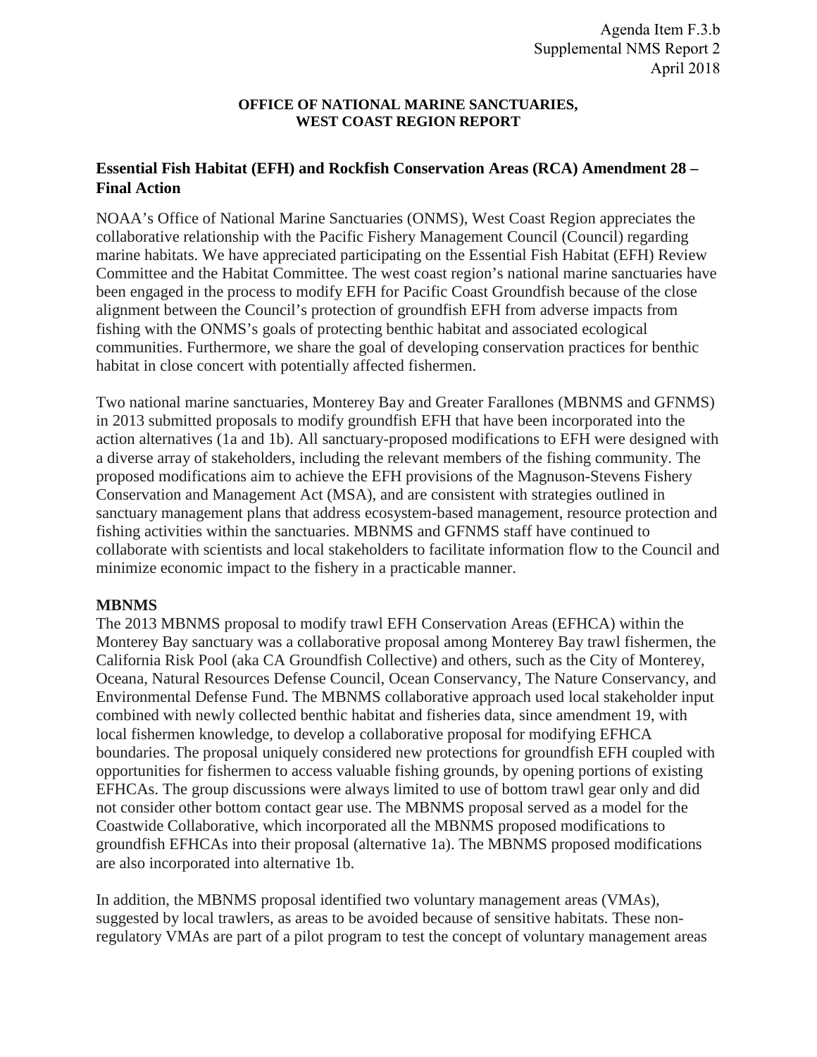Agenda Item F.3.b
Supplemental NMS Report 2
April 2018

**OFFICE OF NATIONAL MARINE SANCTUARIES,**
**WEST COAST REGION REPORT**

## Essential Fish Habitat (EFH) and Rockfish Conservation Areas (RCA) Amendment 28 – Final Action

NOAA's Office of National Marine Sanctuaries (ONMS), West Coast Region appreciates the collaborative relationship with the Pacific Fishery Management Council (Council) regarding marine habitats. We have appreciated participating on the Essential Fish Habitat (EFH) Review Committee and the Habitat Committee. The west coast region's national marine sanctuaries have been engaged in the process to modify EFH for Pacific Coast Groundfish because of the close alignment between the Council's protection of groundfish EFH from adverse impacts from fishing with the ONMS's goals of protecting benthic habitat and associated ecological communities. Furthermore, we share the goal of developing conservation practices for benthic habitat in close concert with potentially affected fishermen.

Two national marine sanctuaries, Monterey Bay and Greater Farallones (MBNMS and GFNMS) in 2013 submitted proposals to modify groundfish EFH that have been incorporated into the action alternatives (1a and 1b). All sanctuary-proposed modifications to EFH were designed with a diverse array of stakeholders, including the relevant members of the fishing community. The proposed modifications aim to achieve the EFH provisions of the Magnuson-Stevens Fishery Conservation and Management Act (MSA), and are consistent with strategies outlined in sanctuary management plans that address ecosystem-based management, resource protection and fishing activities within the sanctuaries. MBNMS and GFNMS staff have continued to collaborate with scientists and local stakeholders to facilitate information flow to the Council and minimize economic impact to the fishery in a practicable manner.

### MBNMS

The 2013 MBNMS proposal to modify trawl EFH Conservation Areas (EFHCA) within the Monterey Bay sanctuary was a collaborative proposal among Monterey Bay trawl fishermen, the California Risk Pool (aka CA Groundfish Collective) and others, such as the City of Monterey, Oceana, Natural Resources Defense Council, Ocean Conservancy, The Nature Conservancy, and Environmental Defense Fund. The MBNMS collaborative approach used local stakeholder input combined with newly collected benthic habitat and fisheries data, since amendment 19, with local fishermen knowledge, to develop a collaborative proposal for modifying EFHCA boundaries. The proposal uniquely considered new protections for groundfish EFH coupled with opportunities for fishermen to access valuable fishing grounds, by opening portions of existing EFHCAs. The group discussions were always limited to use of bottom trawl gear only and did not consider other bottom contact gear use. The MBNMS proposal served as a model for the Coastwide Collaborative, which incorporated all the MBNMS proposed modifications to groundfish EFHCAs into their proposal (alternative 1a). The MBNMS proposed modifications are also incorporated into alternative 1b.

In addition, the MBNMS proposal identified two voluntary management areas (VMAs), suggested by local trawlers, as areas to be avoided because of sensitive habitats. These non-regulatory VMAs are part of a pilot program to test the concept of voluntary management areas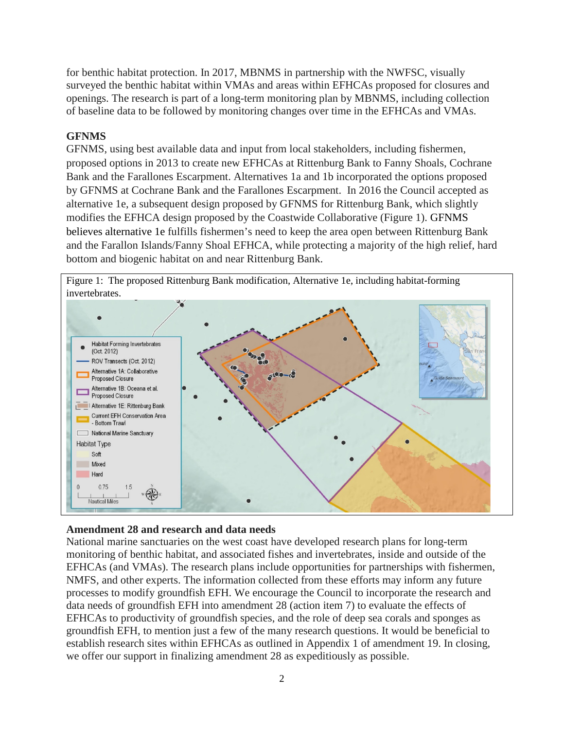for benthic habitat protection. In 2017, MBNMS in partnership with the NWFSC, visually surveyed the benthic habitat within VMAs and areas within EFHCAs proposed for closures and openings. The research is part of a long-term monitoring plan by MBNMS, including collection of baseline data to be followed by monitoring changes over time in the EFHCAs and VMAs.

**GFNMS**

GFNMS, using best available data and input from local stakeholders, including fishermen, proposed options in 2013 to create new EFHCAs at Rittenburg Bank to Fanny Shoals, Cochrane Bank and the Farallones Escarpment. Alternatives 1a and 1b incorporated the options proposed by GFNMS at Cochrane Bank and the Farallones Escarpment. In 2016 the Council accepted as alternative 1e, a subsequent design proposed by GFNMS for Rittenburg Bank, which slightly modifies the EFHCA design proposed by the Coastwide Collaborative (Figure 1). GFNMS believes alternative 1e fulfills fishermen's need to keep the area open between Rittenburg Bank and the Farallon Islands/Fanny Shoal EFHCA, while protecting a majority of the high relief, hard bottom and biogenic habitat on and near Rittenburg Bank.

Figure 1: The proposed Rittenburg Bank modification, Alternative 1e, including habitat-forming invertebrates.

Habitat Forming Invertebrates (Oct. 2012)
ROV Transects (Oct. 2012)
Alternative 1A: Collaborative Proposed Closure
Alternative 1B: Oceana et al. Proposed Closure
Alternative 1E: Rittenburg Bank
Current EFH Conservation Area - Bottom Trawl
National Marine Sanctuary
Habitat Type
Soft
Mixed
Hard
0 0.75 1.5
Nautical Miles

**Amendment 28 and research and data needs**

National marine sanctuaries on the west coast have developed research plans for long-term monitoring of benthic habitat, and associated fishes and invertebrates, inside and outside of the EFHCAs (and VMAs). The research plans include opportunities for partnerships with fishermen, NMFS, and other experts. The information collected from these efforts may inform any future processes to modify groundfish EFH. We encourage the Council to incorporate the research and data needs of groundfish EFH into amendment 28 (action item 7) to evaluate the effects of EFHCAs to productivity of groundfish species, and the role of deep sea corals and sponges as groundfish EFH, to mention just a few of the many research questions. It would be beneficial to establish research sites within EFHCAs as outlined in Appendix 1 of amendment 19. In closing, we offer our support in finalizing amendment 28 as expeditiously as possible.